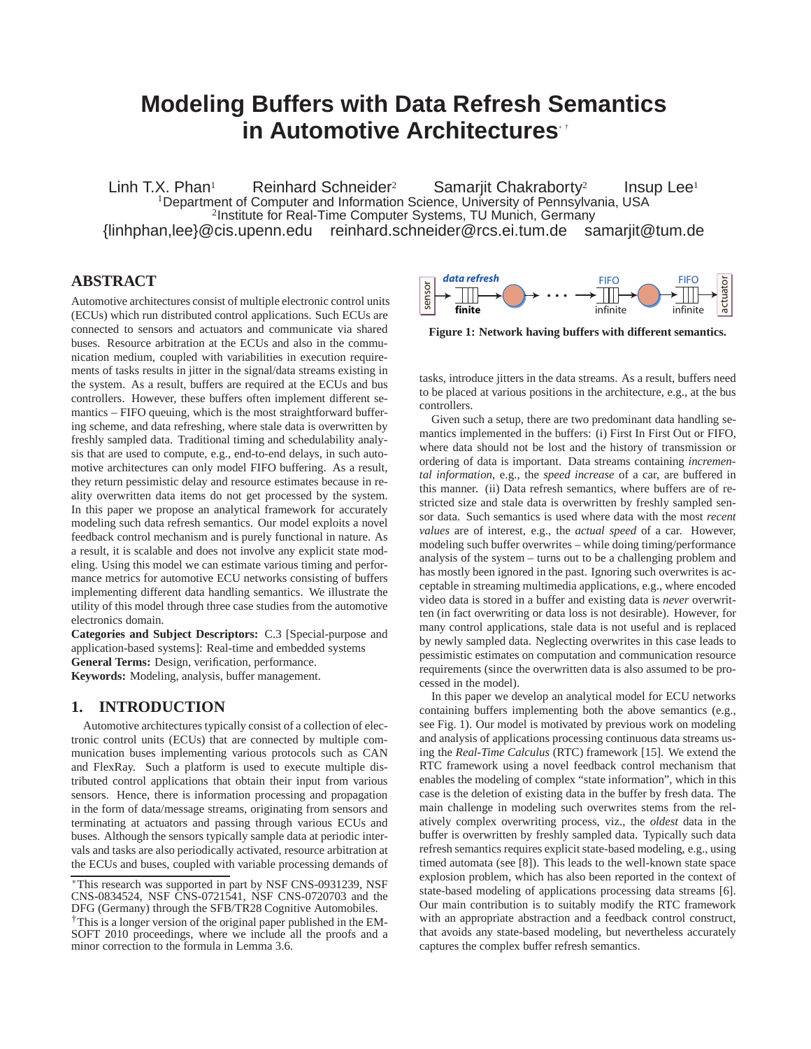# Modeling Buffers with Data Refresh Semantics in Automotive Architectures[*] [†]

Linh T.X. Phan[1] Reinhard Schneider[2] Samarjit Chakraborty[2] Insup Lee[1]

[1]Department of Computer and Information Science, University of Pennsylvania, USA

[2]Institute for Real-Time Computer Systems, TU Munich, Germany

{linhphan,lee}@cis.upenn.edu reinhard.schneider@rcs.ei.tum.de samarjit@tum.de

## ABSTRACT

Automotive architectures consist of multiple electronic control units (ECUs) which run distributed control applications. Such ECUs are connected to sensors and actuators and communicate via shared buses. Resource arbitration at the ECUs and also in the communication medium, coupled with variabilities in execution requirements of tasks results in jitter in the signal/data streams existing in the system. As a result, buffers are required at the ECUs and bus controllers. However, these buffers often implement different semantics – FIFO queuing, which is the most straightforward buffering scheme, and data refreshing, where stale data is overwritten by freshly sampled data. Traditional timing and schedulability analysis that are used to compute, e.g., end-to-end delays, in such automotive architectures can only model FIFO buffering. As a result, they return pessimistic delay and resource estimates because in reality overwritten data items do not get processed by the system. In this paper we propose an analytical framework for accurately modeling such data refresh semantics. Our model exploits a novel feedback control mechanism and is purely functional in nature. As a result, it is scalable and does not involve any explicit state modeling. Using this model we can estimate various timing and performance metrics for automotive ECU networks consisting of buffers implementing different data handling semantics. We illustrate the utility of this model through three case studies from the automotive electronics domain.

**Categories and Subject Descriptors:** C.3 [Special-purpose and application-based systems]: Real-time and embedded systems

**General Terms:** Design, verification, performance.

**Keywords:** Modeling, analysis, buffer management.

## 1. INTRODUCTION

Automotive architectures typically consist of a collection of electronic control units (ECUs) that are connected by multiple communication buses implementing various protocols such as CAN and FlexRay. Such a platform is used to execute multiple distributed control applications that obtain their input from various sensors. Hence, there is information processing and propagation in the form of data/message streams, originating from sensors and terminating at actuators and passing through various ECUs and buses. Although the sensors typically sample data at periodic intervals and tasks are also periodically activated, resource arbitration at the ECUs and buses, coupled with variable processing demands of tasks, introduce jitters in the data streams. As a result, buffers need to be placed at various positions in the architecture, e.g., at the bus controllers.

sensor | data refresh | finite | ... | FIFO | infinite | FIFO | infinite | actuator

**Figure 1: Network having buffers with different semantics.**

Given such a setup, there are two predominant data handling semantics implemented in the buffers: (i) First In First Out or FIFO, where data should not be lost and the history of transmission or ordering of data is important. Data streams containing *incremental information*, e.g., the *speed increase* of a car, are buffered in this manner. (ii) Data refresh semantics, where buffers are of restricted size and stale data is overwritten by freshly sampled sensor data. Such semantics is used where data with the most *recent values* are of interest, e.g., the *actual speed* of a car. However, modeling such buffer overwrites – while doing timing/performance analysis of the system – turns out to be a challenging problem and has mostly been ignored in the past. Ignoring such overwrites is acceptable in streaming multimedia applications, e.g., where encoded video data is stored in a buffer and existing data is *never* overwritten (in fact overwriting or data loss is not desirable). However, for many control applications, stale data is not useful and is replaced by newly sampled data. Neglecting overwrites in this case leads to pessimistic estimates on computation and communication resource requirements (since the overwritten data is also assumed to be processed in the model).

In this paper we develop an analytical model for ECU networks containing buffers implementing both the above semantics (e.g., see Fig. 1). Our model is motivated by previous work on modeling and analysis of applications processing continuous data streams using the *Real-Time Calculus* (RTC) framework [15]. We extend the RTC framework using a novel feedback control mechanism that enables the modeling of complex "state information", which in this case is the deletion of existing data in the buffer by fresh data. The main challenge in modeling such overwrites stems from the relatively complex overwriting process, viz., the *oldest* data in the buffer is overwritten by freshly sampled data. Typically such data refresh semantics requires explicit state-based modeling, e.g., using timed automata (see [8]). This leads to the well-known state space explosion problem, which has also been reported in the context of state-based modeling of applications processing data streams [6]. Our main contribution is to suitably modify the RTC framework with an appropriate abstraction and a feedback control construct, that avoids any state-based modeling, but nevertheless accurately captures the complex buffer refresh semantics.

---

[*]This research was supported in part by NSF CNS-0931239, NSF CNS-0834524, NSF CNS-0721541, NSF CNS-0720703 and the DFG (Germany) through the SFB/TR28 Cognitive Automobiles.

[†]This is a longer version of the original paper published in the EMSOFT 2010 proceedings, where we include all the proofs and a minor correction to the formula in Lemma 3.6.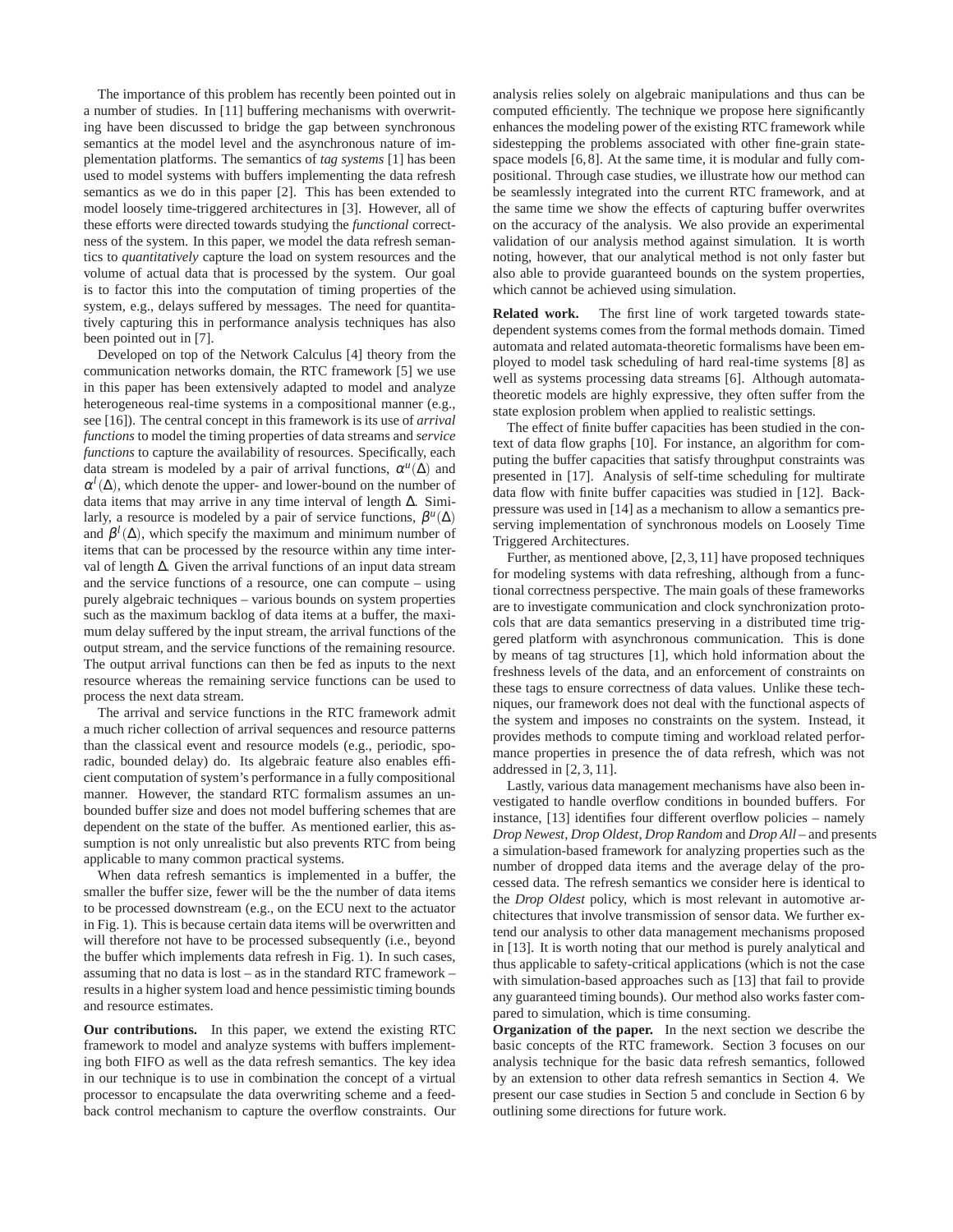The importance of this problem has recently been pointed out in a number of studies. In [11] buffering mechanisms with overwriting have been discussed to bridge the gap between synchronous semantics at the model level and the asynchronous nature of implementation platforms. The semantics of *tag systems* [1] has been used to model systems with buffers implementing the data refresh semantics as we do in this paper [2]. This has been extended to model loosely time-triggered architectures in [3]. However, all of these efforts were directed towards studying the *functional* correctness of the system. In this paper, we model the data refresh semantics to *quantitatively* capture the load on system resources and the volume of actual data that is processed by the system. Our goal is to factor this into the computation of timing properties of the system, e.g., delays suffered by messages. The need for quantitatively capturing this in performance analysis techniques has also been pointed out in [7].

Developed on top of the Network Calculus [4] theory from the communication networks domain, the RTC framework [5] we use in this paper has been extensively adapted to model and analyze heterogeneous real-time systems in a compositional manner (e.g., see [16]). The central concept in this framework is its use of *arrival functions* to model the timing properties of data streams and *service functions* to capture the availability of resources. Specifically, each data stream is modeled by a pair of arrival functions, $\alpha^u(\Delta)$ and $\alpha^l(\Delta)$, which denote the upper- and lower-bound on the number of data items that may arrive in any time interval of length $\Delta$. Similarly, a resource is modeled by a pair of service functions, $\beta^u(\Delta)$ and $\beta^l(\Delta)$, which specify the maximum and minimum number of items that can be processed by the resource within any time interval of length $\Delta$. Given the arrival functions of an input data stream and the service functions of a resource, one can compute – using purely algebraic techniques – various bounds on system properties such as the maximum backlog of data items at a buffer, the maximum delay suffered by the input stream, the arrival functions of the output stream, and the service functions of the remaining resource. The output arrival functions can then be fed as inputs to the next resource whereas the remaining service functions can be used to process the next data stream.

The arrival and service functions in the RTC framework admit a much richer collection of arrival sequences and resource patterns than the classical event and resource models (e.g., periodic, sporadic, bounded delay) do. Its algebraic feature also enables efficient computation of system's performance in a fully compositional manner. However, the standard RTC formalism assumes an unbounded buffer size and does not model buffering schemes that are dependent on the state of the buffer. As mentioned earlier, this assumption is not only unrealistic but also prevents RTC from being applicable to many common practical systems.

When data refresh semantics is implemented in a buffer, the smaller the buffer size, fewer will be the the number of data items to be processed downstream (e.g., on the ECU next to the actuator in Fig. 1). This is because certain data items will be overwritten and will therefore not have to be processed subsequently (i.e., beyond the buffer which implements data refresh in Fig. 1). In such cases, assuming that no data is lost – as in the standard RTC framework – results in a higher system load and hence pessimistic timing bounds and resource estimates.

**Our contributions.** In this paper, we extend the existing RTC framework to model and analyze systems with buffers implementing both FIFO as well as the data refresh semantics. The key idea in our technique is to use in combination the concept of a virtual processor to encapsulate the data overwriting scheme and a feedback control mechanism to capture the overflow constraints. Our analysis relies solely on algebraic manipulations and thus can be computed efficiently. The technique we propose here significantly enhances the modeling power of the existing RTC framework while sidestepping the problems associated with other fine-grain state-space models [6, 8]. At the same time, it is modular and fully compositional. Through case studies, we illustrate how our method can be seamlessly integrated into the current RTC framework, and at the same time we show the effects of capturing buffer overwrites on the accuracy of the analysis. We also provide an experimental validation of our analysis method against simulation. It is worth noting, however, that our analytical method is not only faster but also able to provide guaranteed bounds on the system properties, which cannot be achieved using simulation.

**Related work.** The first line of work targeted towards state-dependent systems comes from the formal methods domain. Timed automata and related automata-theoretic formalisms have been employed to model task scheduling of hard real-time systems [8] as well as systems processing data streams [6]. Although automata-theoretic models are highly expressive, they often suffer from the state explosion problem when applied to realistic settings.

The effect of finite buffer capacities has been studied in the context of data flow graphs [10]. For instance, an algorithm for computing the buffer capacities that satisfy throughput constraints was presented in [17]. Analysis of self-time scheduling for multirate data flow with finite buffer capacities was studied in [12]. Backpressure was used in [14] as a mechanism to allow a semantics preserving implementation of synchronous models on Loosely Time Triggered Architectures.

Further, as mentioned above, [2, 3, 11] have proposed techniques for modeling systems with data refreshing, although from a functional correctness perspective. The main goals of these frameworks are to investigate communication and clock synchronization protocols that are data semantics preserving in a distributed time triggered platform with asynchronous communication. This is done by means of tag structures [1], which hold information about the freshness levels of the data, and an enforcement of constraints on these tags to ensure correctness of data values. Unlike these techniques, our framework does not deal with the functional aspects of the system and imposes no constraints on the system. Instead, it provides methods to compute timing and workload related performance properties in presence the of data refresh, which was not addressed in [2, 3, 11].

Lastly, various data management mechanisms have also been investigated to handle overflow conditions in bounded buffers. For instance, [13] identifies four different overflow policies – namely *Drop Newest*, *Drop Oldest*, *Drop Random* and *Drop All* – and presents a simulation-based framework for analyzing properties such as the number of dropped data items and the average delay of the processed data. The refresh semantics we consider here is identical to the *Drop Oldest* policy, which is most relevant in automotive architectures that involve transmission of sensor data. We further extend our analysis to other data management mechanisms proposed in [13]. It is worth noting that our method is purely analytical and thus applicable to safety-critical applications (which is not the case with simulation-based approaches such as [13] that fail to provide any guaranteed timing bounds). Our method also works faster compared to simulation, which is time consuming.

**Organization of the paper.** In the next section we describe the basic concepts of the RTC framework. Section 3 focuses on our analysis technique for the basic data refresh semantics, followed by an extension to other data refresh semantics in Section 4. We present our case studies in Section 5 and conclude in Section 6 by outlining some directions for future work.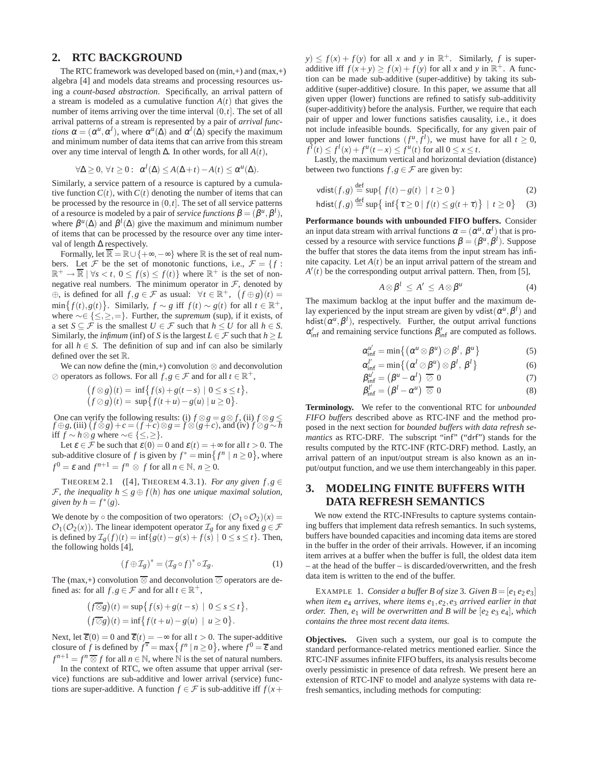## 2. RTC BACKGROUND

The RTC framework was developed based on (min,+) and (max,+) algebra [4] and models data streams and processing resources using a *count-based abstraction*. Specifically, an arrival pattern of a stream is modeled as a cumulative function $A(t)$ that gives the number of items arriving over the time interval $(0,t]$. The set of all arrival patterns of a stream is represented by a pair of *arrival functions* $\alpha = (\alpha^u, \alpha^l)$, where $\alpha^u(\Delta)$ and $\alpha^l(\Delta)$ specify the maximum and minimum number of data items that can arrive from this stream over any time interval of length $\Delta$. In other words, for all $A(t)$,

$$\forall \Delta \geq 0,\ \forall t \geq 0:\ \ \alpha^l(\Delta) \leq A(\Delta+t) - A(t) \leq \alpha^u(\Delta).$$

Similarly, a service pattern of a resource is captured by a cumulative function $C(t)$, with $C(t)$ denoting the number of items that can be processed by the resource in $(0,t]$. The set of all service patterns of a resource is modeled by a pair of *service functions* $\beta = (\beta^u, \beta^l)$, where $\beta^u(\Delta)$ and $\beta^l(\Delta)$ give the maximum and minimum number of items that can be processed by the resource over any time interval of length $\Delta$ respectively.

Formally, let $\overline{\mathbb{R}} = \mathbb{R} \cup \{+\infty, -\infty\}$ where $\mathbb{R}$ is the set of real numbers. Let $\mathcal{F}$ be the set of monotonic functions, i.e., $\mathcal{F} = \{f : \mathbb{R}^+ \to \overline{\mathbb{R}} \mid \forall s < t,\ 0 \leq f(s) \leq f(t)\}$ where $\mathbb{R}^+$ is the set of non-negative real numbers. The minimum operator in $\mathcal{F}$, denoted by $\oplus$, is defined for all $f,g \in \mathcal{F}$ as usual: $\forall t \in \mathbb{R}^+,\ \big(f \oplus g\big)(t) = \min\big\{f(t), g(t)\big\}$. Similarly, $f \sim g$ iff $f(t) \sim g(t)$ for all $t \in \mathbb{R}^+$, where $\sim \in \{\leq, \geq, =\}$. Further, the *supremum* (sup), if it exists, of a set $S \subseteq \mathcal{F}$ is the smallest $U \in \mathcal{F}$ such that $h \leq U$ for all $h \in S$. Similarly, the *infimum* (inf) of $S$ is the largest $L \in \mathcal{F}$ such that $h \geq L$ for all $h \in S$. The definition of sup and inf can also be similarly defined over the set $\mathbb{R}$.

We can now define the (min,+) convolution $\otimes$ and deconvolution $\oslash$ operators as follows. For all $f,g \in \mathcal{F}$ and for all $t \in \mathbb{R}^+$,

$$\big(f \otimes g\big)(t) = \inf\big\{f(s) + g(t-s) \mid 0 \leq s \leq t\big\},$$
$$\big(f \oslash g\big)(t) = \sup\big\{f(t+u) - g(u) \mid u \geq 0\big\}.$$

One can verify the following results: (i) $f \otimes g = g \otimes f$, (ii) $f \otimes g \leq f \oplus g$, (iii) $\big(f \otimes g\big) + c = (f+c) \otimes g = f \otimes (g+c)$, and (iv) $f \oslash g \sim h$ iff $f \sim h \otimes g$ where $\sim \in \{\leq, \geq\}$.

Let $\varepsilon \in \mathcal{F}$ be such that $\varepsilon(0) = 0$ and $\varepsilon(t) = +\infty$ for all $t > 0$. The sub-additive closure of $f$ is given by $f^* = \min\big\{f^n \mid n \geq 0\big\}$, where $f^0 = \varepsilon$ and $f^{n+1} = f^n \otimes f$ for all $n \in \mathbb{N}$, $n \geq 0$.

THEOREM 2.1 ([4], THEOREM 4.3.1). *For any given $f,g \in \mathcal{F}$, the inequality $h \leq g \oplus f(h)$ has one unique maximal solution, given by $h = f^*(g)$.*

We denote by $\circ$ the composition of two operators: $(\mathcal{O}_1 \circ \mathcal{O}_2)(x) = \mathcal{O}_1(\mathcal{O}_2(x))$. The linear idempotent operator $\mathcal{I}_g$ for any fixed $g \in \mathcal{F}$ is defined by $\mathcal{I}_g(f)(t) = \inf\{g(t) - g(s) + f(s) \mid 0 \leq s \leq t\}$. Then, the following holds [4],

$$(f \oplus \mathcal{I}_g)^* = (\mathcal{I}_g \circ f)^* \circ \mathcal{I}_g. \tag{1}$$

The (max,+) convolution $\overline{\otimes}$ and deconvolution $\overline{\oslash}$ operators are defined as: for all $f,g \in \mathcal{F}$ and for all $t \in \mathbb{R}^+$,

$$\big(f \overline{\otimes} g\big)(t) = \sup\big\{f(s) + g(t-s) \mid 0 \leq s \leq t\big\},$$
$$\big(f \overline{\oslash} g\big)(t) = \inf\big\{f(t+u) - g(u) \mid u \geq 0\big\}.$$

Next, let $\overline{\varepsilon}(0) = 0$ and $\overline{\varepsilon}(t) = -\infty$ for all $t > 0$. The super-additive closure of $f$ is defined by $f^{\overline{*}} = \max\big\{f^n \mid n \geq 0\big\}$, where $f^0 = \overline{\varepsilon}$ and $f^{n+1} = f^n \overline{\otimes} f$ for all $n \in \mathbb{N}$, where $\mathbb{N}$ is the set of natural numbers.

In the context of RTC, we often assume that upper arrival (service) functions are sub-additive and lower arrival (service) functions are super-additive. A function $f \in \mathcal{F}$ is sub-additive iff $f(x+y) \leq f(x) + f(y)$ for all $x$ and $y$ in $\mathbb{R}^+$. Similarly, $f$ is super-additive iff $f(x+y) \geq f(x) + f(y)$ for all $x$ and $y$ in $\mathbb{R}^+$. A function can be made sub-additive (super-additive) by taking its sub-additive (super-additive) closure. In this paper, we assume that all given upper (lower) functions are refined to satisfy sub-additivity (super-additivity) before the analysis. Further, we require that each pair of upper and lower functions satisfies causality, i.e., it does not include infeasible bounds. Specifically, for any given pair of upper and lower functions $(f^u, f^l)$, we must have for all $t \geq 0$, $f^l(t) \leq f^l(x) + f^u(t-x) \leq f^u(t)$ for all $0 \leq x \leq t$.

Lastly, the maximum vertical and horizontal deviation (distance) between two functions $f, g \in \mathcal{F}$ are given by:

$$\mathsf{vdist}(f,g) \stackrel{\text{def}}{=} \sup\{\ f(t) - g(t)\ \mid\ t \geq 0\ \} \tag{2}$$

$$\mathsf{hdist}(f,g) \stackrel{\text{def}}{=} \sup\big\{\inf\big\{\tau \geq 0 \mid f(t) \leq g(t+\tau)\big\} \mid t \geq 0\big\} \tag{3}$$

**Performance bounds with unbounded FIFO buffers.** Consider an input data stream with arrival functions $\alpha = (\alpha^u, \alpha^l)$ that is processed by a resource with service functions $\beta = (\beta^u, \beta^l)$. Suppose the buffer that stores the data items from the input stream has infinite capacity. Let $A(t)$ be an input arrival pattern of the stream and $A'(t)$ be the corresponding output arrival pattern. Then, from [5],

$$A \otimes \beta^l\ \leq\ A'\ \leq\ A \otimes \beta^u \tag{4}$$

The maximum backlog at the input buffer and the maximum delay experienced by the input stream are given by $\mathsf{vdist}(\alpha^u, \beta^l)$ and $\mathsf{hdist}(\alpha^u, \beta^l)$, respectively. Further, the output arrival functions $\alpha'_{\mathsf{inf}}$ and remaining service functions $\beta'_{\mathsf{inf}}$ are computed as follows.

$$\alpha^{u'}_{\mathsf{inf}} = \min\big\{\big(\alpha^u \otimes \beta^u\big) \oslash \beta^l,\ \beta^u\big\} \tag{5}$$

$$\alpha^{l'}_{\mathsf{inf}} = \min\big\{\big(\alpha^l \oslash \beta^u\big) \otimes \beta^l,\ \beta^l\big\} \tag{6}$$

$$\beta^{u'}_{\mathsf{inf}} = \big(\beta^u - \alpha^l\big)\ \overline{\oslash}\ 0 \tag{7}$$

$$\beta^{l'}_{\mathsf{inf}} = \big(\beta^l - \alpha^u\big)\ \overline{\otimes}\ 0 \tag{8}$$

**Terminology.** We refer to the conventional RTC for *unbounded FIFO buffers* described above as RTC-INF and the method proposed in the next section for *bounded buffers with data refresh semantics* as RTC-DRF. The subscript "inf" ("drf") stands for the results computed by the RTC-INF (RTC-DRF) method. Lastly, an arrival pattern of an input/output stream is also known as an input/output function, and we use them interchangeably in this paper.

## 3. MODELING FINITE BUFFERS WITH DATA REFRESH SEMANTICS

We now extend the RTC-INFresults to capture systems containing buffers that implement data refresh semantics. In such systems, buffers have bounded capacities and incoming data items are stored in the buffer in the order of their arrivals. However, if an incoming item arrives at a buffer when the buffer is full, the oldest data item – at the head of the buffer – is discarded/overwritten, and the fresh data item is written to the end of the buffer.

EXAMPLE 1. *Consider a buffer $B$ of size 3. Given $B = [e_1\, e_2\, e_3]$ when item $e_4$ arrives, where items $e_1, e_2, e_3$ arrived earlier in that order. Then, $e_1$ will be overwritten and $B$ will be $[e_2\ e_3\ e_4]$, which contains the three most recent data items.*

**Objectives.** Given such a system, our goal is to compute the standard performance-related metrics mentioned earlier. Since the RTC-INF assumes infinite FIFO buffers, its analysis results become overly pessimistic in presence of data refresh. We present here an extension of RTC-INF to model and analyze systems with data refresh semantics, including methods for computing: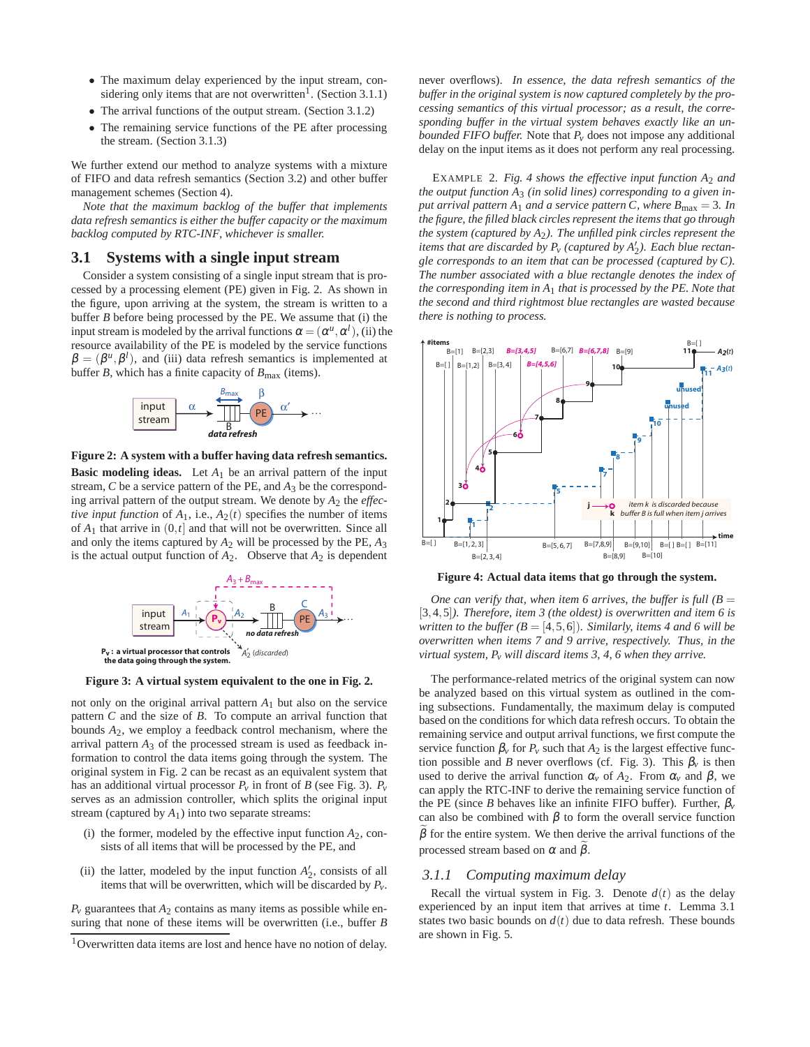- The maximum delay experienced by the input stream, considering only items that are not overwritten[1]. (Section 3.1.1)
- The arrival functions of the output stream. (Section 3.1.2)
- The remaining service functions of the PE after processing the stream. (Section 3.1.3)

We further extend our method to analyze systems with a mixture of FIFO and data refresh semantics (Section 3.2) and other buffer management schemes (Section 4).

*Note that the maximum backlog of the buffer that implements data refresh semantics is either the buffer capacity or the maximum backlog computed by RTC-INF, whichever is smaller.*

## 3.1 Systems with a single input stream

Consider a system consisting of a single input stream that is processed by a processing element (PE) given in Fig. 2. As shown in the figure, upon arriving at the system, the stream is written to a buffer $B$ before being processed by the PE. We assume that (i) the input stream is modeled by the arrival functions $\alpha = (\alpha^u, \alpha^l)$, (ii) the resource availability of the PE is modeled by the service functions $\beta = (\beta^u, \beta^l)$, and (iii) data refresh semantics is implemented at buffer $B$, which has a finite capacity of $B_{\max}$ (items).

**Figure 2: A system with a buffer having data refresh semantics.**

**Basic modeling ideas.** Let $A_1$ be an arrival pattern of the input stream, $C$ be a service pattern of the PE, and $A_3$ be the corresponding arrival pattern of the output stream. We denote by $A_2$ the *effective input function* of $A_1$, i.e., $A_2(t)$ specifies the number of items of $A_1$ that arrive in $(0,t]$ and that will not be overwritten. Since all and only the items captured by $A_2$ will be processed by the PE, $A_3$ is the actual output function of $A_2$. Observe that $A_2$ is dependent not only on the original arrival pattern $A_1$ but also on the service pattern $C$ and the size of $B$. To compute an arrival function that bounds $A_2$, we employ a feedback control mechanism, where the arrival pattern $A_3$ of the processed stream is used as feedback information to control the data items going through the system. The original system in Fig. 2 can be recast as an equivalent system that has an additional virtual processor $P_v$ in front of $B$ (see Fig. 3). $P_v$ serves as an admission controller, which splits the original input stream (captured by $A_1$) into two separate streams:

**Figure 3: A virtual system equivalent to the one in Fig. 2.**

(i) the former, modeled by the effective input function $A_2$, consists of all items that will be processed by the PE, and

(ii) the latter, modeled by the input function $A_2'$, consists of all items that will be overwritten, which will be discarded by $P_v$.

$P_v$ guarantees that $A_2$ contains as many items as possible while ensuring that none of these items will be overwritten (i.e., buffer $B$ never overflows). *In essence, the data refresh semantics of the buffer in the original system is now captured completely by the processing semantics of this virtual processor; as a result, the corresponding buffer in the virtual system behaves exactly like an unbounded FIFO buffer.* Note that $P_v$ does not impose any additional delay on the input items as it does not perform any real processing.

EXAMPLE 2. *Fig. 4 shows the effective input function $A_2$ and the output function $A_3$ (in solid lines) corresponding to a given input arrival pattern $A_1$ and a service pattern $C$, where $B_{\max} = 3$. In the figure, the filled black circles represent the items that go through the system (captured by $A_2$). The unfilled pink circles represent the items that are discarded by $P_v$ (captured by $A_2'$). Each blue rectangle corresponds to an item that can be processed (captured by $C$). The number associated with a blue rectangle denotes the index of the corresponding item in $A_1$ that is processed by the PE. Note that the second and third rightmost blue rectangles are wasted because there is nothing to process.*

**Figure 4: Actual data items that go through the system.**

*One can verify that, when item 6 arrives, the buffer is full ($B = [3,4,5]$). Therefore, item 3 (the oldest) is overwritten and item 6 is written to the buffer ($B = [4,5,6]$). Similarly, items 4 and 6 will be overwritten when items 7 and 9 arrive, respectively. Thus, in the virtual system, $P_v$ will discard items 3, 4, 6 when they arrive.*

The performance-related metrics of the original system can now be analyzed based on this virtual system as outlined in the coming subsections. Fundamentally, the maximum delay is computed based on the conditions for which data refresh occurs. To obtain the remaining service and output arrival functions, we first compute the service function $\beta_v$ for $P_v$ such that $A_2$ is the largest effective function possible and $B$ never overflows (cf. Fig. 3). This $\beta_v$ is then used to derive the arrival function $\alpha_v$ of $A_2$. From $\alpha_v$ and $\beta$, we can apply the RTC-INF to derive the remaining service function of the PE (since $B$ behaves like an infinite FIFO buffer). Further, $\beta_v$ can also be combined with $\beta$ to form the overall service function $\widetilde{\beta}$ for the entire system. We then derive the arrival functions of the processed stream based on $\alpha$ and $\widetilde{\beta}$.

### 3.1.1 Computing maximum delay

Recall the virtual system in Fig. 3. Denote $d(t)$ as the delay experienced by an input item that arrives at time $t$. Lemma 3.1 states two basic bounds on $d(t)$ due to data refresh. These bounds are shown in Fig. 5.

[1] Overwritten data items are lost and hence have no notion of delay.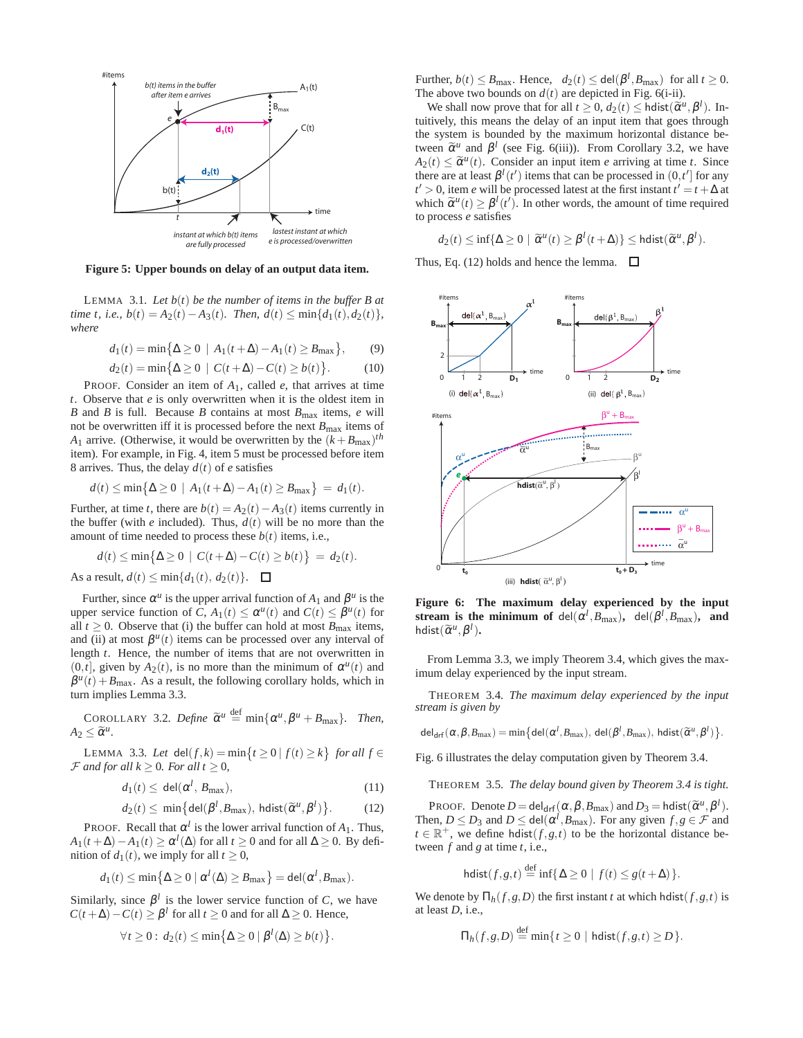**Figure 5: Upper bounds on delay of an output data item.**

LEMMA 3.1. *Let $b(t)$ be the number of items in the buffer $B$ at time $t$, i.e., $b(t) = A_2(t) - A_3(t)$. Then, $d(t) \le \min\{d_1(t), d_2(t)\}$, where*

$$d_1(t) = \min\{\Delta \ge 0 \mid A_1(t+\Delta) - A_1(t) \ge B_{\max}\}, \quad (9)$$

$$d_2(t) = \min\{\Delta \ge 0 \mid C(t+\Delta) - C(t) \ge b(t)\}. \quad (10)$$

PROOF. Consider an item of $A_1$, called $e$, that arrives at time $t$. Observe that $e$ is only overwritten when it is the oldest item in $B$ and $B$ is full. Because $B$ contains at most $B_{\max}$ items, $e$ will not be overwritten iff it is processed before the next $B_{\max}$ items of $A_1$ arrive. (Otherwise, it would be overwritten by the $(k+B_{\max})^{th}$ item). For example, in Fig. 4, item 5 must be processed before item 8 arrives. Thus, the delay $d(t)$ of $e$ satisfies

$$d(t) \le \min\{\Delta \ge 0 \mid A_1(t+\Delta) - A_1(t) \ge B_{\max}\} = d_1(t).$$

Further, at time $t$, there are $b(t) = A_2(t) - A_3(t)$ items currently in the buffer (with $e$ included). Thus, $d(t)$ will be no more than the amount of time needed to process these $b(t)$ items, i.e.,

$$d(t) \le \min\{\Delta \ge 0 \mid C(t+\Delta) - C(t) \ge b(t)\} = d_2(t).$$

As a result, $d(t) \le \min\{d_1(t), d_2(t)\}$. □

Further, since $\alpha^u$ is the upper arrival function of $A_1$ and $\beta^u$ is the upper service function of $C$, $A_1(t) \le \alpha^u(t)$ and $C(t) \le \beta^u(t)$ for all $t \ge 0$. Observe that (i) the buffer can hold at most $B_{\max}$ items, and (ii) at most $\beta^u(t)$ items can be processed over any interval of length $t$. Hence, the number of items that are not overwritten in $(0,t]$, given by $A_2(t)$, is no more than the minimum of $\alpha^u(t)$ and $\beta^u(t) + B_{\max}$. As a result, the following corollary holds, which in turn implies Lemma 3.3.

COROLLARY 3.2. *Define $\tilde{\alpha}^u \stackrel{\text{def}}{=} \min\{\alpha^u, \beta^u + B_{\max}\}$. Then, $A_2 \le \tilde{\alpha}^u$.*

LEMMA 3.3. *Let $\mathsf{del}(f,k) = \min\{t \ge 0 \mid f(t) \ge k\}$ for all $f \in \mathcal{F}$ and for all $k \ge 0$. For all $t \ge 0$,*

$$d_1(t) \le \mathsf{del}(\alpha^l, B_{\max}), \quad (11)$$

$$d_2(t) \le \min\{\mathsf{del}(\beta^l, B_{\max}), \mathsf{hdist}(\tilde{\alpha}^u, \beta^l)\}. \quad (12)$$

PROOF. Recall that $\alpha^l$ is the lower arrival function of $A_1$. Thus, $A_1(t+\Delta) - A_1(t) \ge \alpha^l(\Delta)$ for all $t \ge 0$ and for all $\Delta \ge 0$. By definition of $d_1(t)$, we imply for all $t \ge 0$,

$$d_1(t) \le \min\{\Delta \ge 0 \mid \alpha^l(\Delta) \ge B_{\max}\} = \mathsf{del}(\alpha^l, B_{\max}).$$

Similarly, since $\beta^l$ is the lower service function of $C$, we have $C(t+\Delta) - C(t) \ge \beta^l$ for all $t \ge 0$ and for all $\Delta \ge 0$. Hence,

$$\forall t \ge 0: \ d_2(t) \le \min\{\Delta \ge 0 \mid \beta^l(\Delta) \ge b(t)\}.$$

Further, $b(t) \le B_{\max}$. Hence, $d_2(t) \le \mathsf{del}(\beta^l, B_{\max})$ for all $t \ge 0$. The above two bounds on $d(t)$ are depicted in Fig. 6(i-ii).

We shall now prove that for all $t \ge 0$, $d_2(t) \le \mathsf{hdist}(\tilde{\alpha}^u, \beta^l)$. Intuitively, this means the delay of an input item that goes through the system is bounded by the maximum horizontal distance between $\tilde{\alpha}^u$ and $\beta^l$ (see Fig. 6(iii)). From Corollary 3.2, we have $A_2(t) \le \tilde{\alpha}^u(t)$. Consider an input item $e$ arriving at time $t$. Since there are at least $\beta^l(t')$ items that can be processed in $(0,t']$ for any $t' > 0$, item $e$ will be processed latest at the first instant $t' = t + \Delta$ at which $\tilde{\alpha}^u(t) \ge \beta^l(t')$. In other words, the amount of time required to process $e$ satisfies

$$d_2(t) \le \inf\{\Delta \ge 0 \mid \tilde{\alpha}^u(t) \ge \beta^l(t+\Delta)\} \le \mathsf{hdist}(\tilde{\alpha}^u, \beta^l).$$

Thus, Eq. (12) holds and hence the lemma. □

**Figure 6: The maximum delay experienced by the input stream is the minimum of $\mathsf{del}(\alpha^l, B_{\max})$, $\mathsf{del}(\beta^l, B_{\max})$, and $\mathsf{hdist}(\tilde{\alpha}^u, \beta^l)$.**

From Lemma 3.3, we imply Theorem 3.4, which gives the maximum delay experienced by the input stream.

THEOREM 3.4. *The maximum delay experienced by the input stream is given by*

$$\mathsf{del}_{\mathsf{drf}}(\alpha, \beta, B_{\max}) = \min\{\mathsf{del}(\alpha^l, B_{\max}), \ \mathsf{del}(\beta^l, B_{\max}), \ \mathsf{hdist}(\tilde{\alpha}^u, \beta^l)\}.$$

Fig. 6 illustrates the delay computation given by Theorem 3.4.

THEOREM 3.5. *The delay bound given by Theorem 3.4 is tight.*

PROOF. Denote $D = \mathsf{del}_{\mathsf{drf}}(\alpha, \beta, B_{\max})$ and $D_3 = \mathsf{hdist}(\tilde{\alpha}^u, \beta^l)$. Then, $D \le D_3$ and $D \le \mathsf{del}(\alpha^l, B_{\max})$. For any given $f, g \in \mathcal{F}$ and $t \in \mathbb{R}^+$, we define $\mathsf{hdist}(f,g,t)$ to be the horizontal distance between $f$ and $g$ at time $t$, i.e.,

$$\mathsf{hdist}(f,g,t) \stackrel{\text{def}}{=} \inf\{\Delta \ge 0 \mid f(t) \le g(t+\Delta)\}.$$

We denote by $\Pi_h(f,g,D)$ the first instant $t$ at which $\mathsf{hdist}(f,g,t)$ is at least $D$, i.e.,

$$\Pi_h(f,g,D) \stackrel{\text{def}}{=} \min\{t \ge 0 \mid \mathsf{hdist}(f,g,t) \ge D\}.$$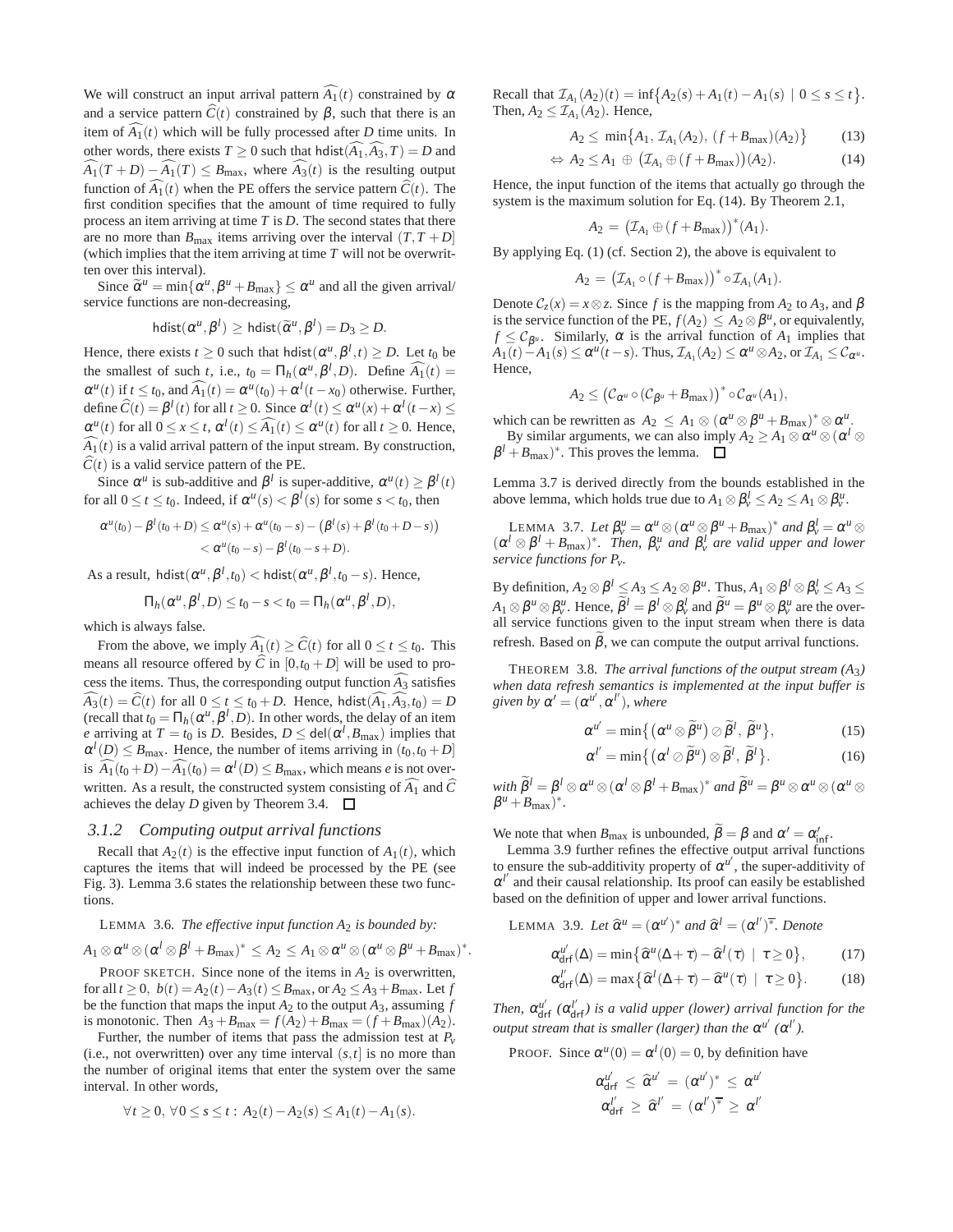We will construct an input arrival pattern $\widehat{A_1}(t)$ constrained by $\alpha$ and a service pattern $\widehat{C}(t)$ constrained by $\beta$, such that there is an item of $\widehat{A_1}(t)$ which will be fully processed after $D$ time units. In other words, there exists $T \geq 0$ such that $\mathsf{hdist}(\widehat{A_1}, \widehat{A_3}, T) = D$ and $\widehat{A_1}(T+D) - \widehat{A_1}(T) \leq B_{\max}$, where $\widehat{A_3}(t)$ is the resulting output function of $\widehat{A_1}(t)$ when the PE offers the service pattern $\widehat{C}(t)$. The first condition specifies that the amount of time required to fully process an item arriving at time $T$ is $D$. The second states that there are no more than $B_{\max}$ items arriving over the interval $(T, T+D]$ (which implies that the item arriving at time $T$ will not be overwritten over this interval).

Since $\widetilde{\alpha}^u = \min\{\alpha^u, \beta^u + B_{\max}\} \leq \alpha^u$ and all the given arrival/service functions are non-decreasing,

$$\mathsf{hdist}(\alpha^u, \beta^l) \geq \mathsf{hdist}(\widetilde{\alpha}^u, \beta^l) = D_3 \geq D.$$

Hence, there exists $t \geq 0$ such that $\mathsf{hdist}(\alpha^u, \beta^l, t) \geq D$. Let $t_0$ be the smallest of such $t$, i.e., $t_0 = \Pi_h(\alpha^u, \beta^l, D)$. Define $\widehat{A_1}(t) = \alpha^u(t)$ if $t \leq t_0$, and $\widehat{A_1}(t) = \alpha^u(t_0) + \alpha^l(t - x_0)$ otherwise. Further, define $\widehat{C}(t) = \beta^l(t)$ for all $t \geq 0$. Since $\alpha^l(t) \leq \alpha^u(x) + \alpha^l(t-x) \leq \alpha^u(t)$ for all $0 \leq x \leq t$, $\alpha^l(t) \leq \widehat{A_1}(t) \leq \alpha^u(t)$ for all $t \geq 0$. Hence, $\widehat{A_1}(t)$ is a valid arrival pattern of the input stream. By construction, $\widehat{C}(t)$ is a valid service pattern of the PE.

Since $\alpha^u$ is sub-additive and $\beta^l$ is super-additive, $\alpha^u(t) \geq \beta^l(t)$ for all $0 \leq t \leq t_0$. Indeed, if $\alpha^u(s) < \beta^l(s)$ for some $s < t_0$, then

$$\begin{aligned}\alpha^u(t_0) - \beta^l(t_0+D) &\leq \alpha^u(s) + \alpha^u(t_0 - s) - \left(\beta^l(s) + \beta^l(t_0 + D - s)\right)\\ &< \alpha^u(t_0 - s) - \beta^l(t_0 - s + D).\end{aligned}$$

As a result, $\mathsf{hdist}(\alpha^u, \beta^l, t_0) < \mathsf{hdist}(\alpha^u, \beta^l, t_0 - s)$. Hence,

$$\Pi_h(\alpha^u, \beta^l, D) \leq t_0 - s < t_0 = \Pi_h(\alpha^u, \beta^l, D),$$

which is always false.

From the above, we imply $\widehat{A_1}(t) \geq \widehat{C}(t)$ for all $0 \leq t \leq t_0$. This means all resource offered by $\widehat{C}$ in $[0, t_0 + D]$ will be used to process the items. Thus, the corresponding output function $\widehat{A_3}$ satisfies $\widehat{A_3}(t) = \widehat{C}(t)$ for all $0 \leq t \leq t_0 + D$. Hence, $\mathsf{hdist}(\widehat{A_1}, \widehat{A_3}, t_0) = D$ (recall that $t_0 = \Pi_h(\alpha^u, \beta^l, D)$. In other words, the delay of an item $e$ arriving at $T = t_0$ is $D$. Besides, $D \leq \mathsf{del}(\alpha^l, B_{\max})$ implies that $\alpha^l(D) \leq B_{\max}$. Hence, the number of items arriving in $(t_0, t_0 + D]$ is $\widehat{A_1}(t_0 + D) - \widehat{A_1}(t_0) = \alpha^l(D) \leq B_{\max}$, which means $e$ is not overwritten. As a result, the constructed system consisting of $\widehat{A_1}$ and $\widehat{C}$ achieves the delay $D$ given by Theorem 3.4. $\square$

### 3.1.2 Computing output arrival functions

Recall that $A_2(t)$ is the effective input function of $A_1(t)$, which captures the items that will indeed be processed by the PE (see Fig. 3). Lemma 3.6 states the relationship between these two functions.

LEMMA 3.6. *The effective input function $A_2$ is bounded by:*

$$A_1 \otimes \alpha^u \otimes (\alpha^l \otimes \beta^l + B_{\max})^* \leq A_2 \leq A_1 \otimes \alpha^u \otimes (\alpha^u \otimes \beta^u + B_{\max})^*.$$

PROOF SKETCH. Since none of the items in $A_2$ is overwritten, for all $t \geq 0$, $b(t) = A_2(t) - A_3(t) \leq B_{\max}$, or $A_2 \leq A_3 + B_{\max}$. Let $f$ be the function that maps the input $A_2$ to the output $A_3$, assuming $f$ is monotonic. Then $A_3 + B_{\max} = f(A_2) + B_{\max} = (f + B_{\max})(A_2)$.

Further, the number of items that pass the admission test at $P_v$ (i.e., not overwritten) over any time interval $(s, t]$ is no more than the number of original items that enter the system over the same interval. In other words,

$$\forall t \geq 0,\ \forall 0 \leq s \leq t: A_2(t) - A_2(s) \leq A_1(t) - A_1(s).$$

Recall that $\mathcal{I}_{A_1}(A_2)(t) = \inf\{A_2(s) + A_1(t) - A_1(s) \mid 0 \leq s \leq t\}$. Then, $A_2 \leq \mathcal{I}_{A_1}(A_2)$. Hence,

$$A_2 \leq \min\{A_1,\ \mathcal{I}_{A_1}(A_2),\ (f + B_{\max})(A_2)\} \tag{13}$$

$$\Leftrightarrow A_2 \leq A_1 \oplus \left(\mathcal{I}_{A_1} \oplus (f + B_{\max})\right)(A_2). \tag{14}$$

Hence, the input function of the items that actually go through the system is the maximum solution for Eq. (14). By Theorem 2.1,

$$A_2 = \left(\mathcal{I}_{A_1} \oplus (f + B_{\max})\right)^*(A_1).$$

By applying Eq. (1) (cf. Section 2), the above is equivalent to

$$A_2 = \left(\mathcal{I}_{A_1} \circ (f + B_{\max})\right)^* \circ \mathcal{I}_{A_1}(A_1).$$

Denote $\mathcal{C}_z(x) = x \otimes z$. Since $f$ is the mapping from $A_2$ to $A_3$, and $\beta$ is the service function of the PE, $f(A_2) \leq A_2 \otimes \beta^u$, or equivalently, $f \leq \mathcal{C}_{\beta^u}$. Similarly, $\alpha$ is the arrival function of $A_1$ implies that $A_1(t) - A_1(s) \leq \alpha^u(t-s)$. Thus, $\mathcal{I}_{A_1}(A_2) \leq \alpha^u \otimes A_2$, or $\mathcal{I}_{A_1} \leq \mathcal{C}_{\alpha^u}$. Hence,

$$A_2 \leq \left(\mathcal{C}_{\alpha^u} \circ (\mathcal{C}_{\beta^u} + B_{\max})\right)^* \circ \mathcal{C}_{\alpha^u}(A_1),$$

which can be rewritten as $A_2 \leq A_1 \otimes (\alpha^u \otimes \beta^u + B_{\max})^* \otimes \alpha^u$.

By similar arguments, we can also imply $A_2 \geq A_1 \otimes \alpha^u \otimes (\alpha^l \otimes \beta^l + B_{\max})^*$. This proves the lemma. $\square$

Lemma 3.7 is derived directly from the bounds established in the above lemma, which holds true due to $A_1 \otimes \beta_v^l \leq A_2 \leq A_1 \otimes \beta_v^u$.

LEMMA 3.7. *Let $\beta_v^u = \alpha^u \otimes (\alpha^u \otimes \beta^u + B_{\max})^*$ and $\beta_v^l = \alpha^u \otimes (\alpha^l \otimes \beta^l + B_{\max})^*$. Then, $\beta_v^u$ and $\beta_v^l$ are valid upper and lower service functions for $P_v$.*

By definition, $A_2 \otimes \beta^l \leq A_3 \leq A_2 \otimes \beta^u$. Thus, $A_1 \otimes \beta^l \otimes \beta_v^l \leq A_3 \leq A_1 \otimes \beta^u \otimes \beta_v^u$. Hence, $\widetilde{\beta}^l = \beta^l \otimes \beta_v^l$ and $\widetilde{\beta}^u = \beta^u \otimes \beta_v^u$ are the overall service functions given to the input stream when there is data refresh. Based on $\widetilde{\beta}$, we can compute the output arrival functions.

THEOREM 3.8. *The arrival functions of the output stream ($A_3$) when data refresh semantics is implemented at the input buffer is given by $\alpha' = (\alpha^{u'}, \alpha^{l'})$, where*

$$\alpha^{u'} = \min\{(\alpha^u \otimes \widetilde{\beta}^u) \oslash \widetilde{\beta}^l,\ \widetilde{\beta}^u\}, \tag{15}$$

$$\alpha^{l'} = \min\{(\alpha^l \oslash \widetilde{\beta}^u) \otimes \widetilde{\beta}^l,\ \widetilde{\beta}^l\}. \tag{16}$$

*with $\widetilde{\beta}^l = \beta^l \otimes \alpha^u \otimes (\alpha^l \otimes \beta^l + B_{\max})^*$ and $\widetilde{\beta}^u = \beta^u \otimes \alpha^u \otimes (\alpha^u \otimes \beta^u + B_{\max})^*$.*

We note that when $B_{\max}$ is unbounded, $\widetilde{\beta} = \beta$ and $\alpha' = \alpha'_{\mathsf{inf}}$.

Lemma 3.9 further refines the effective output arrival functions to ensure the sub-additivity property of $\alpha^{u'}$, the super-additivity of $\alpha^{l'}$ and their causal relationship. Its proof can easily be established based on the definition of upper and lower arrival functions.

LEMMA 3.9. *Let $\widehat{\alpha}^u = (\alpha^{u'})^*$ and $\widehat{\alpha}^l = (\alpha^{l'})^{\overline{*}}$. Denote*

$$\alpha_{\mathsf{drf}}^{u'}(\Delta) = \min\{\widehat{\alpha}^u(\Delta + \tau) - \widehat{\alpha}^l(\tau) \mid \tau \geq 0\}, \tag{17}$$

$$\alpha_{\mathsf{drf}}^{l'}(\Delta) = \max\{\widehat{\alpha}^l(\Delta + \tau) - \widehat{\alpha}^u(\tau) \mid \tau \geq 0\}. \tag{18}$$

*Then, $\alpha_{\mathsf{drf}}^{u'}$ ($\alpha_{\mathsf{drf}}^{l'}$) is a valid upper (lower) arrival function for the output stream that is smaller (larger) than the $\alpha^{u'}$ ($\alpha^{l'}$).*

PROOF. Since $\alpha^u(0) = \alpha^l(0) = 0$, by definition have

$$\alpha_{\mathsf{drf}}^{u'} \leq \widehat{\alpha}^{u'} = (\alpha^{u'})^* \leq \alpha^{u'}$$

$$\alpha_{\mathsf{drf}}^{l'} \geq \widehat{\alpha}^{l'} = (\alpha^{l'})^{\overline{*}} \geq \alpha^{l'}$$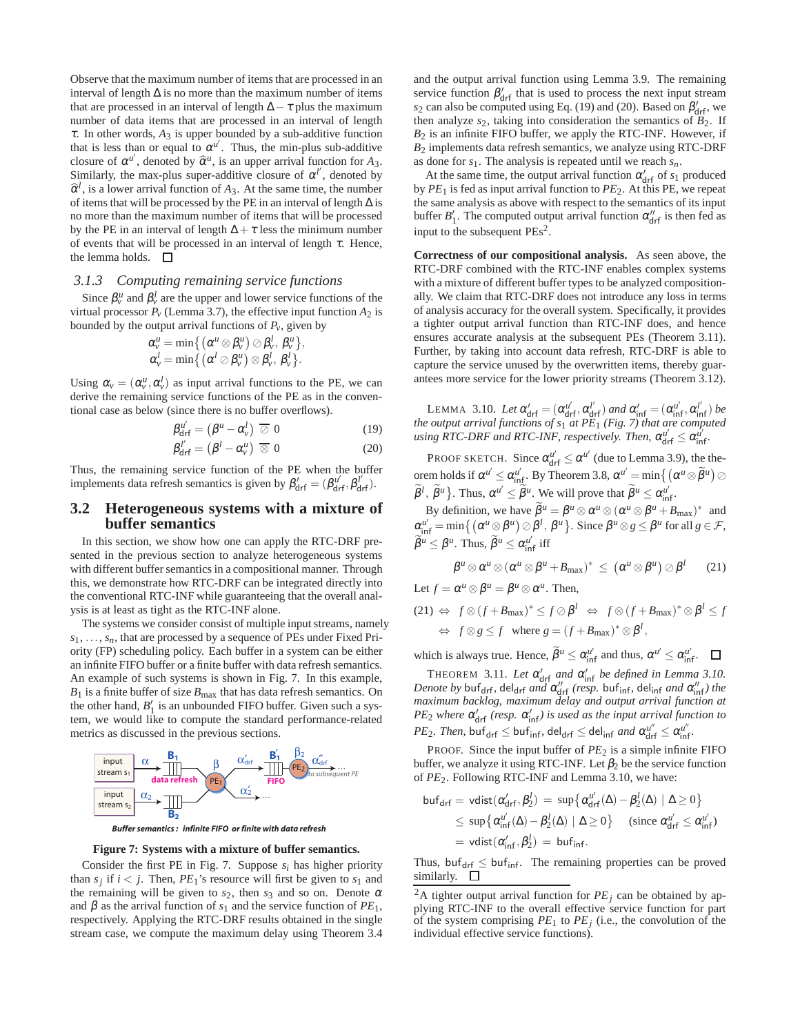Observe that the maximum number of items that are processed in an interval of length $\Delta$ is no more than the maximum number of items that are processed in an interval of length $\Delta - \tau$ plus the maximum number of data items that are processed in an interval of length $\tau$. In other words, $A_3$ is upper bounded by a sub-additive function that is less than or equal to $\alpha^{u'}$. Thus, the min-plus sub-additive closure of $\alpha^{u'}$, denoted by $\widehat{\alpha}^u$, is an upper arrival function for $A_3$. Similarly, the max-plus super-additive closure of $\alpha^{l'}$, denoted by $\widehat{\alpha}^l$, is a lower arrival function of $A_3$. At the same time, the number of items that will be processed by the PE in an interval of length $\Delta$ is no more than the maximum number of items that will be processed by the PE in an interval of length $\Delta + \tau$ less the minimum number of events that will be processed in an interval of length $\tau$. Hence, the lemma holds. □

### 3.1.3 Computing remaining service functions

Since $\beta_v^u$ and $\beta_v^l$ are the upper and lower service functions of the virtual processor $P_v$ (Lemma 3.7), the effective input function $A_2$ is bounded by the output arrival functions of $P_v$, given by

$$\alpha_v^u = \min\{(\alpha^u \otimes \beta_v^u) \oslash \beta_v^l,\ \beta_v^u\},$$
$$\alpha_v^l = \min\{(\alpha^l \oslash \beta_v^u) \otimes \beta_v^l,\ \beta_v^l\}.$$

Using $\alpha_v = (\alpha_v^u, \alpha_v^l)$ as input arrival functions to the PE, we can derive the remaining service functions of the PE as in the conventional case as below (since there is no buffer overflows).

$$\beta_{\mathsf{drf}}^{u'} = (\beta^u - \alpha_v^l)\ \overline{\oslash}\ 0 \tag{19}$$
$$\beta_{\mathsf{drf}}^{l'} = (\beta^l - \alpha_v^u)\ \overline{\otimes}\ 0 \tag{20}$$

Thus, the remaining service function of the PE when the buffer implements data refresh semantics is given by $\beta'_{\mathsf{drf}} = (\beta_{\mathsf{drf}}^{u'}, \beta_{\mathsf{drf}}^{l'})$.

## 3.2 Heterogeneous systems with a mixture of buffer semantics

In this section, we show how one can apply the RTC-DRF presented in the previous section to analyze heterogeneous systems with different buffer semantics in a compositional manner. Through this, we demonstrate how RTC-DRF can be integrated directly into the conventional RTC-INF while guaranteeing that the overall analysis is at least as tight as the RTC-INF alone.

The systems we consider consist of multiple input streams, namely $s_1, \ldots, s_n$, that are processed by a sequence of PEs under Fixed Priority (FP) scheduling policy. Each buffer in a system can be either an infinite FIFO buffer or a finite buffer with data refresh semantics. An example of such systems is shown in Fig. 7. In this example, $B_1$ is a finite buffer of size $B_{\max}$ that has data refresh semantics. On the other hand, $B'_1$ is an unbounded FIFO buffer. Given such a system, we would like to compute the standard performance-related metrics as discussed in the previous sections.

**Figure 7: Systems with a mixture of buffer semantics.**

Consider the first PE in Fig. 7. Suppose $s_i$ has higher priority than $s_j$ if $i < j$. Then, $PE_1$'s resource will first be given to $s_1$ and the remaining will be given to $s_2$, then $s_3$ and so on. Denote $\alpha$ and $\beta$ as the arrival function of $s_1$ and the service function of $PE_1$, respectively. Applying the RTC-DRF results obtained in the single stream case, we compute the maximum delay using Theorem 3.4 and the output arrival function using Lemma 3.9. The remaining service function $\beta'_{\mathsf{drf}}$ that is used to process the next input stream $s_2$ can also be computed using Eq. (19) and (20). Based on $\beta'_{\mathsf{drf}}$, we then analyze $s_2$, taking into consideration the semantics of $B_2$. If $B_2$ is an infinite FIFO buffer, we apply the RTC-INF. However, if $B_2$ implements data refresh semantics, we analyze using RTC-DRF as done for $s_1$. The analysis is repeated until we reach $s_n$.

At the same time, the output arrival function $\alpha'_{\mathsf{drf}}$ of $s_1$ produced by $PE_1$ is fed as input arrival function to $PE_2$. At this PE, we repeat the same analysis as above with respect to the semantics of its input buffer $B'_1$. The computed output arrival function $\alpha''_{\mathsf{drf}}$ is then fed as input to the subsequent PEs[2].

**Correctness of our compositional analysis.** As seen above, the RTC-DRF combined with the RTC-INF enables complex systems with a mixture of different buffer types to be analyzed compositionally. We claim that RTC-DRF does not introduce any loss in terms of analysis accuracy for the overall system. Specifically, it provides a tighter output arrival function than RTC-INF does, and hence ensures accurate analysis at the subsequent PEs (Theorem 3.11). Further, by taking into account data refresh, RTC-DRF is able to capture the service unused by the overwritten items, thereby guarantees more service for the lower priority streams (Theorem 3.12).

Lemma 3.10. *Let $\alpha'_{\mathsf{drf}} = (\alpha_{\mathsf{drf}}^{u'}, \alpha_{\mathsf{drf}}^{l'})$ and $\alpha'_{\mathsf{inf}} = (\alpha_{\mathsf{inf}}^{u'}, \alpha_{\mathsf{inf}}^{l'})$ be the output arrival functions of $s_1$ at $PE_1$ (Fig. 7) that are computed using RTC-DRF and RTC-INF, respectively. Then, $\alpha_{\mathsf{drf}}^{u'} \le \alpha_{\mathsf{inf}}^{u'}$.*

Proof sketch. Since $\alpha_{\mathsf{drf}}^{u'} \le \alpha^{u'}$ (due to Lemma 3.9), the theorem holds if $\alpha^{u'} \le \alpha_{\mathsf{inf}}^{u'}$. By Theorem 3.8, $\alpha^{u'} = \min\{(\alpha^u \otimes \widetilde{\beta}^u) \oslash \widetilde{\beta}^l,\ \widetilde{\beta}^u\}$. Thus, $\alpha^{u'} \le \widetilde{\beta}^u$. We will prove that $\widetilde{\beta}^u \le \alpha_{\mathsf{inf}}^{u'}$.

By definition, we have $\widetilde{\beta}^u = \beta^u \otimes \alpha^u \otimes (\alpha^u \otimes \beta^u + B_{\max})^*$ and $\alpha_{\mathsf{inf}}^{u'} = \min\{(\alpha^u \otimes \beta^u) \oslash \beta^l,\ \beta^u\}$. Since $\beta^u \otimes g \le \beta^u$ for all $g \in \mathcal{F}$, $\widetilde{\beta}^u \le \beta^u$. Thus, $\widetilde{\beta}^u \le \alpha_{\mathsf{inf}}^{u'}$ iff

$$\beta^u \otimes \alpha^u \otimes (\alpha^u \otimes \beta^u + B_{\max})^* \ \le\ (\alpha^u \otimes \beta^u) \oslash \beta^l \tag{21}$$

Let $f = \alpha^u \otimes \beta^u = \beta^u \otimes \alpha^u$. Then,

$$(21) \Leftrightarrow\ f \otimes (f + B_{\max})^* \le f \oslash \beta^l \ \Leftrightarrow\ f \otimes (f + B_{\max})^* \otimes \beta^l \le f$$
$$\Leftrightarrow\ f \otimes g \le f \quad \text{where } g = (f + B_{\max})^* \otimes \beta^l,$$

which is always true. Hence, $\widetilde{\beta}^u \le \alpha_{\mathsf{inf}}^{u'}$ and thus, $\alpha^{u'} \le \alpha_{\mathsf{inf}}^{u'}$. □

Theorem 3.11. *Let $\alpha'_{\mathsf{drf}}$ and $\alpha'_{\mathsf{inf}}$ be defined in Lemma 3.10. Denote by $\mathsf{buf}_{\mathsf{drf}}$, $\mathsf{del}_{\mathsf{drf}}$ and $\alpha''_{\mathsf{drf}}$ (resp. $\mathsf{buf}_{\mathsf{inf}}$, $\mathsf{del}_{\mathsf{inf}}$ and $\alpha''_{\mathsf{inf}}$) the maximum backlog, maximum delay and output arrival function at $PE_2$ where $\alpha'_{\mathsf{drf}}$ (resp. $\alpha'_{\mathsf{inf}}$) is used as the input arrival function to $PE_2$. Then, $\mathsf{buf}_{\mathsf{drf}} \le \mathsf{buf}_{\mathsf{inf}}$, $\mathsf{del}_{\mathsf{drf}} \le \mathsf{del}_{\mathsf{inf}}$ and $\alpha_{\mathsf{drf}}^{u''} \le \alpha_{\mathsf{inf}}^{u''}$.*

Proof. Since the input buffer of $PE_2$ is a simple infinite FIFO buffer, we analyze it using RTC-INF. Let $\beta_2$ be the service function of $PE_2$. Following RTC-INF and Lemma 3.10, we have:

$$\begin{aligned}
\mathsf{buf}_{\mathsf{drf}} &= \mathsf{vdist}(\alpha'_{\mathsf{drf}}, \beta_2^l) \ = \ \sup\{\alpha_{\mathsf{drf}}^{u'}(\Delta) - \beta_2^l(\Delta) \mid \Delta \ge 0\} \\
&\le \sup\{\alpha_{\mathsf{inf}}^{u'}(\Delta) - \beta_2^l(\Delta) \mid \Delta \ge 0\} \quad (\text{since } \alpha_{\mathsf{drf}}^{u'} \le \alpha_{\mathsf{inf}}^{u'}) \\
&= \mathsf{vdist}(\alpha'_{\mathsf{inf}}, \beta_2^l) \ = \ \mathsf{buf}_{\mathsf{inf}}.
\end{aligned}$$

Thus, $\mathsf{buf}_{\mathsf{drf}} \le \mathsf{buf}_{\mathsf{inf}}$. The remaining properties can be proved similarly. □

---

[2] A tighter output arrival function for $PE_j$ can be obtained by applying RTC-INF to the overall effective service function for part of the system comprising $PE_1$ to $PE_j$ (i.e., the convolution of the individual effective service functions).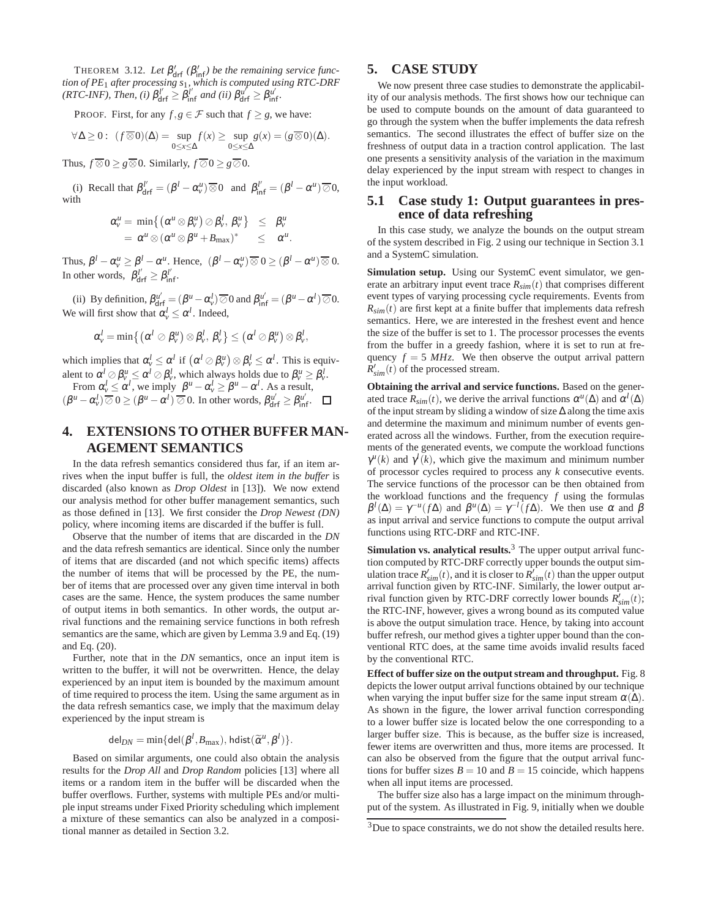THEOREM 3.12. *Let $\beta'_{\mathsf{drf}}$ ($\beta'_{\mathsf{inf}}$) be the remaining service function of $PE_1$ after processing $s_1$, which is computed using RTC-DRF (RTC-INF), Then, (i) $\beta^{l'}_{\mathsf{drf}} \geq \beta^{l'}_{\mathsf{inf}}$ and (ii) $\beta^{u'}_{\mathsf{drf}} \geq \beta^{u'}_{\mathsf{inf}}$.*

PROOF. First, for any $f, g \in \mathcal{F}$ such that $f \geq g$, we have:

$$\forall \Delta \geq 0: \ (f \overline{\otimes} 0)(\Delta) = \sup_{0 \leq x \leq \Delta} f(x) \geq \sup_{0 \leq x \leq \Delta} g(x) = (g \overline{\oslash} 0)(\Delta).$$

Thus, $f \overline{\otimes} 0 \geq g \overline{\otimes} 0$. Similarly, $f \overline{\oslash} 0 \geq g \overline{\oslash} 0$.

(i) Recall that $\beta^{l'}_{\mathsf{drf}} = (\beta^l - \alpha^u_v) \overline{\otimes} 0$ and $\beta^{l'}_{\mathsf{inf}} = (\beta^l - \alpha^u) \overline{\oslash} 0$, with

$$\begin{aligned} \alpha^u_v &= \min\{(\alpha^u \otimes \beta^u_v) \oslash \beta^l_v, \ \beta^u_v\} \ \leq \ \beta^u_v \\ &= \alpha^u \otimes (\alpha^u \otimes \beta^u + B_{\max})^* \quad \ \leq \ \alpha^u. \end{aligned}$$

Thus, $\beta^l - \alpha^u_v \geq \beta^l - \alpha^u$. Hence, $(\beta^l - \alpha^u_v) \overline{\otimes} 0 \geq (\beta^l - \alpha^u) \overline{\otimes} 0$. In other words, $\beta^{l'}_{\mathsf{drf}} \geq \beta^{l'}_{\mathsf{inf}}$.

(ii) By definition, $\beta^{u'}_{\mathsf{drf}} = (\beta^u - \alpha^l_v) \overline{\oslash} 0$ and $\beta^{u'}_{\mathsf{inf}} = (\beta^u - \alpha^l) \overline{\oslash} 0$. We will first show that $\alpha^l_v \leq \alpha^l$. Indeed,

$$\alpha^l_v = \min\{(\alpha^l \oslash \beta^u_v) \otimes \beta^l_v, \ \beta^l_v\} \leq (\alpha^l \oslash \beta^u_v) \otimes \beta^l_v,$$

which implies that $\alpha^l_v \leq \alpha^l$ if $(\alpha^l \oslash \beta^u_v) \otimes \beta^l_v \leq \alpha^l$. This is equivalent to $\alpha^l \oslash \beta^u_v \leq \alpha^l \oslash \beta^l_v$, which always holds due to $\beta^u_v \geq \beta^l_v$.

From $\alpha^l_v \leq \alpha^l$, we imply $\beta^u - \alpha^l_v \geq \beta^u - \alpha^l$. As a result, $(\beta^u - \alpha^l_v) \overline{\oslash} 0 \geq (\beta^u - \alpha^l) \overline{\oslash} 0$. In other words, $\beta^{u'}_{\mathsf{drf}} \geq \beta^{u'}_{\mathsf{inf}}$. □

## 4. EXTENSIONS TO OTHER BUFFER MANAGEMENT SEMANTICS

In the data refresh semantics considered thus far, if an item arrives when the input buffer is full, the *oldest item in the buffer* is discarded (also known as *Drop Oldest* in [13]). We now extend our analysis method for other buffer management semantics, such as those defined in [13]. We first consider the *Drop Newest (DN)* policy, where incoming items are discarded if the buffer is full.

Observe that the number of items that are discarded in the *DN* and the data refresh semantics are identical. Since only the number of items that are discarded (and not which specific items) affects the number of items that will be processed by the PE, the number of items that are processed over any given time interval in both cases are the same. Hence, the system produces the same number of output items in both semantics. In other words, the output arrival functions and the remaining service functions in both refresh semantics are the same, which are given by Lemma 3.9 and Eq. (19) and Eq. (20).

Further, note that in the *DN* semantics, once an input item is written to the buffer, it will not be overwritten. Hence, the delay experienced by an input item is bounded by the maximum amount of time required to process the item. Using the same argument as in the data refresh semantics case, we imply that the maximum delay experienced by the input stream is

$$\mathsf{del}_{DN} = \min\{\mathsf{del}(\beta^l, B_{\max}), \ \mathsf{hdist}(\widetilde{\alpha}^u, \beta^l)\}.$$

Based on similar arguments, one could also obtain the analysis results for the *Drop All* and *Drop Random* policies [13] where all items or a random item in the buffer will be discarded when the buffer overflows. Further, systems with multiple PEs and/or multiple input streams under Fixed Priority scheduling which implement a mixture of these semantics can also be analyzed in a compositional manner as detailed in Section 3.2.

## 5. CASE STUDY

We now present three case studies to demonstrate the applicability of our analysis methods. The first shows how our technique can be used to compute bounds on the amount of data guaranteed to go through the system when the buffer implements the data refresh semantics. The second illustrates the effect of buffer size on the freshness of output data in a traction control application. The last one presents a sensitivity analysis of the variation in the maximum delay experienced by the input stream with respect to changes in the input workload.

### 5.1 Case study 1: Output guarantees in presence of data refreshing

In this case study, we analyze the bounds on the output stream of the system described in Fig. 2 using our technique in Section 3.1 and a SystemC simulation.

**Simulation setup.** Using our SystemC event simulator, we generate an arbitrary input event trace $R_{sim}(t)$ that comprises different event types of varying processing cycle requirements. Events from $R_{sim}(t)$ are first kept at a finite buffer that implements data refresh semantics. Here, we are interested in the freshest event and hence the size of the buffer is set to 1. The processor processes the events from the buffer in a greedy fashion, where it is set to run at frequency $f = 5$ *MHz*. We then observe the output arrival pattern $R'_{sim}(t)$ of the processed stream.

**Obtaining the arrival and service functions.** Based on the generated trace $R_{sim}(t)$, we derive the arrival functions $\alpha^u(\Delta)$ and $\alpha^l(\Delta)$ of the input stream by sliding a window of size $\Delta$ along the time axis and determine the maximum and minimum number of events generated across all the windows. Further, from the execution requirements of the generated events, we compute the workload functions $\gamma^u(k)$ and $\gamma^l(k)$, which give the maximum and minimum number of processor cycles required to process any $k$ consecutive events. The service functions of the processor can be then obtained from the workload functions and the frequency $f$ using the formulas $\beta^l(\Delta) = \gamma^{-u}(f\Delta)$ and $\beta^u(\Delta) = \gamma^{-l}(f\Delta)$. We then use $\alpha$ and $\beta$ as input arrival and service functions to compute the output arrival functions using RTC-DRF and RTC-INF.

**Simulation vs. analytical results.**[3] The upper output arrival function computed by RTC-DRF correctly upper bounds the output simulation trace $R'_{sim}(t)$, and it is closer to $R'_{sim}(t)$ than the upper output arrival function given by RTC-INF. Similarly, the lower output arrival function given by RTC-DRF correctly lower bounds $R'_{sim}(t)$; the RTC-INF, however, gives a wrong bound as its computed value is above the output simulation trace. Hence, by taking into account buffer refresh, our method gives a tighter upper bound than the conventional RTC does, at the same time avoids invalid results faced by the conventional RTC.

**Effect of buffer size on the output stream and throughput.** Fig. 8 depicts the lower output arrival functions obtained by our technique when varying the input buffer size for the same input stream $\alpha(\Delta)$. As shown in the figure, the lower arrival function corresponding to a lower buffer size is located below the one corresponding to a larger buffer size. This is because, as the buffer size is increased, fewer items are overwritten and thus, more items are processed. It can also be observed from the figure that the output arrival functions for buffer sizes $B = 10$ and $B = 15$ coincide, which happens when all input items are processed.

The buffer size also has a large impact on the minimum throughput of the system. As illustrated in Fig. 9, initially when we double

[3] Due to space constraints, we do not show the detailed results here.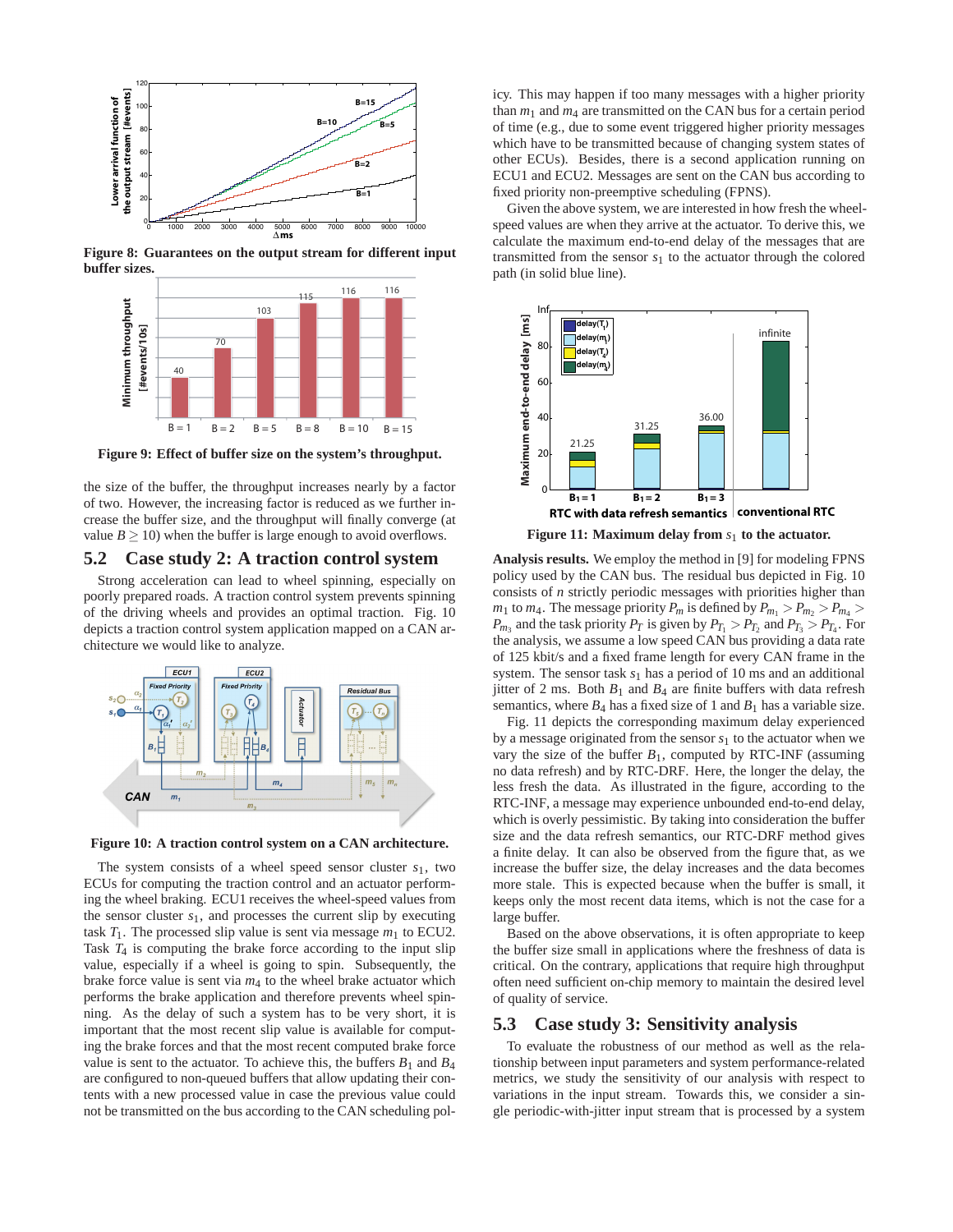Figure 8: Guarantees on the output stream for different input buffer sizes.

Figure 9: Effect of buffer size on the system's throughput.

the size of the buffer, the throughput increases nearly by a factor of two. However, the increasing factor is reduced as we further increase the buffer size, and the throughput will finally converge (at value $B \geq 10$) when the buffer is large enough to avoid overflows.

## 5.2 Case study 2: A traction control system

Strong acceleration can lead to wheel spinning, especially on poorly prepared roads. A traction control system prevents spinning of the driving wheels and provides an optimal traction. Fig. 10 depicts a traction control system application mapped on a CAN architecture we would like to analyze.

Figure 10: A traction control system on a CAN architecture.

The system consists of a wheel speed sensor cluster $s_1$, two ECUs for computing the traction control and an actuator performing the wheel braking. ECU1 receives the wheel-speed values from the sensor cluster $s_1$, and processes the current slip by executing task $T_1$. The processed slip value is sent via message $m_1$ to ECU2. Task $T_4$ is computing the brake force according to the input slip value, especially if a wheel is going to spin. Subsequently, the brake force value is sent via $m_4$ to the wheel brake actuator which performs the brake application and therefore prevents wheel spinning. As the delay of such a system has to be very short, it is important that the most recent slip value is available for computing the brake forces and that the most recent computed brake force value is sent to the actuator. To achieve this, the buffers $B_1$ and $B_4$ are configured to non-queued buffers that allow updating their contents with a new processed value in case the previous value could not be transmitted on the bus according to the CAN scheduling policy. This may happen if too many messages with a higher priority than $m_1$ and $m_4$ are transmitted on the CAN bus for a certain period of time (e.g., due to some event triggered higher priority messages which have to be transmitted because of changing system states of other ECUs). Besides, there is a second application running on ECU1 and ECU2. Messages are sent on the CAN bus according to fixed priority non-preemptive scheduling (FPNS).

Given the above system, we are interested in how fresh the wheel-speed values are when they arrive at the actuator. To derive this, we calculate the maximum end-to-end delay of the messages that are transmitted from the sensor $s_1$ to the actuator through the colored path (in solid blue line).

Figure 11: Maximum delay from $s_1$ to the actuator.

**Analysis results.** We employ the method in [9] for modeling FPNS policy used by the CAN bus. The residual bus depicted in Fig. 10 consists of $n$ strictly periodic messages with priorities higher than $m_1$ to $m_4$. The message priority $P_m$ is defined by $P_{m_1} > P_{m_2} > P_{m_4} > P_{m_3}$ and the task priority $P_T$ is given by $P_{T_1} > P_{T_2}$ and $P_{T_3} > P_{T_4}$. For the analysis, we assume a low speed CAN bus providing a data rate of 125 kbit/s and a fixed frame length for every CAN frame in the system. The sensor task $s_1$ has a period of 10 ms and an additional jitter of 2 ms. Both $B_1$ and $B_4$ are finite buffers with data refresh semantics, where $B_4$ has a fixed size of 1 and $B_1$ has a variable size.

Fig. 11 depicts the corresponding maximum delay experienced by a message originated from the sensor $s_1$ to the actuator when we vary the size of the buffer $B_1$, computed by RTC-INF (assuming no data refresh) and by RTC-DRF. Here, the longer the delay, the less fresh the data. As illustrated in the figure, according to the RTC-INF, a message may experience unbounded end-to-end delay, which is overly pessimistic. By taking into consideration the buffer size and the data refresh semantics, our RTC-DRF method gives a finite delay. It can also be observed from the figure that, as we increase the buffer size, the delay increases and the data becomes more stale. This is expected because when the buffer is small, it keeps only the most recent data items, which is not the case for a large buffer.

Based on the above observations, it is often appropriate to keep the buffer size small in applications where the freshness of data is critical. On the contrary, applications that require high throughput often need sufficient on-chip memory to maintain the desired level of quality of service.

## 5.3 Case study 3: Sensitivity analysis

To evaluate the robustness of our method as well as the relationship between input parameters and system performance-related metrics, we study the sensitivity of our analysis with respect to variations in the input stream. Towards this, we consider a single periodic-with-jitter input stream that is processed by a system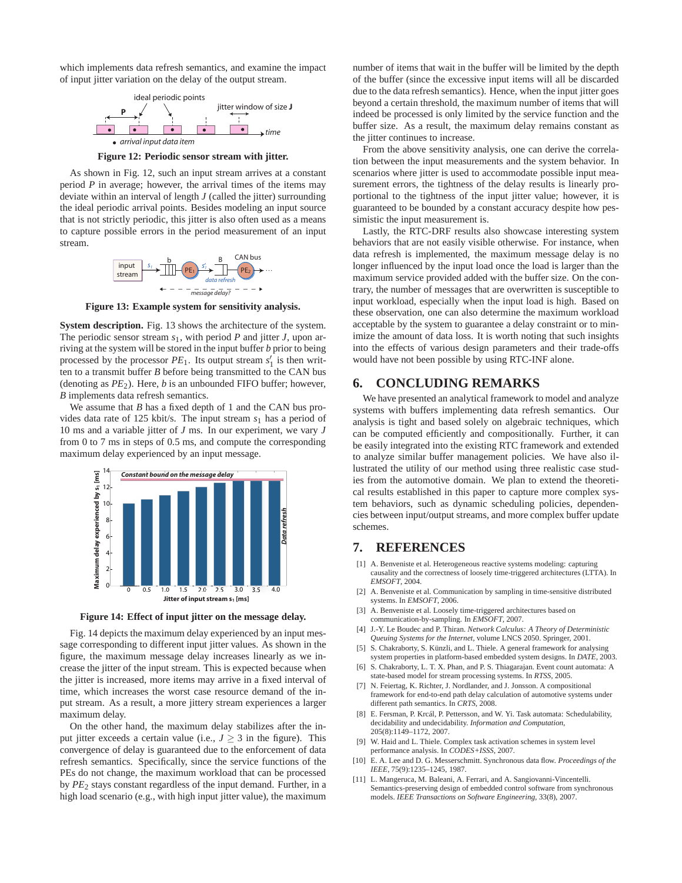which implements data refresh semantics, and examine the impact of input jitter variation on the delay of the output stream.

ideal periodic points

P

jitter window of size J

time

arrival input data item

**Figure 12: Periodic sensor stream with jitter.**

As shown in Fig. 12, such an input stream arrives at a constant period $P$ in average; however, the arrival times of the items may deviate within an interval of length $J$ (called the jitter) surrounding the ideal periodic arrival points. Besides modeling an input source that is not strictly periodic, this jitter is also often used as a means to capture possible errors in the period measurement of an input stream.

input stream

$s_1$

b

$PE_1$

$s_1'$

B

CAN bus

$PE_2$

data refresh

message delay?

**Figure 13: Example system for sensitivity analysis.**

**System description.** Fig. 13 shows the architecture of the system. The periodic sensor stream $s_1$, with period $P$ and jitter $J$, upon arriving at the system will be stored in the input buffer $b$ prior to being processed by the processor $PE_1$. Its output stream $s_1'$ is then written to a transmit buffer $B$ before being transmitted to the CAN bus (denoting as $PE_2$). Here, $b$ is an unbounded FIFO buffer; however, $B$ implements data refresh semantics.

We assume that $B$ has a fixed depth of 1 and the CAN bus provides data rate of 125 kbit/s. The input stream $s_1$ has a period of 10 ms and a variable jitter of $J$ ms. In our experiment, we vary $J$ from 0 to 7 ms in steps of 0.5 ms, and compute the corresponding maximum delay experienced by an input message.

Constant bound on the message delay

Maximum delay experienced by $s_1$ [ms]

14
12
10
8
6
4
2
0

Data refresh

0 0.5 1.0 1.5 2.0 2.5 3.0 3.5 4.0

Jitter of input stream $s_1$ [ms]

**Figure 14: Effect of input jitter on the message delay.**

Fig. 14 depicts the maximum delay experienced by an input message corresponding to different input jitter values. As shown in the figure, the maximum message delay increases linearly as we increase the jitter of the input stream. This is expected because when the jitter is increased, more items may arrive in a fixed interval of time, which increases the worst case resource demand of the input stream. As a result, a more jittery stream experiences a larger maximum delay.

On the other hand, the maximum delay stabilizes after the input jitter exceeds a certain value (i.e., $J \geq 3$ in the figure). This convergence of delay is guaranteed due to the enforcement of data refresh semantics. Specifically, since the service functions of the PEs do not change, the maximum workload that can be processed by $PE_2$ stays constant regardless of the input demand. Further, in a high load scenario (e.g., with high input jitter value), the maximum number of items that wait in the buffer will be limited by the depth of the buffer (since the excessive input items will all be discarded due to the data refresh semantics). Hence, when the input jitter goes beyond a certain threshold, the maximum number of items that will indeed be processed is only limited by the service function and the buffer size. As a result, the maximum delay remains constant as the jitter continues to increase.

From the above sensitivity analysis, one can derive the correlation between the input measurements and the system behavior. In scenarios where jitter is used to accommodate possible input measurement errors, the tightness of the delay results is linearly proportional to the tightness of the input jitter value; however, it is guaranteed to be bounded by a constant accuracy despite how pessimistic the input measurement is.

Lastly, the RTC-DRF results also showcase interesting system behaviors that are not easily visible otherwise. For instance, when data refresh is implemented, the maximum message delay is no longer influenced by the input load once the load is larger than the maximum service provided added with the buffer size. On the contrary, the number of messages that are overwritten is susceptible to input workload, especially when the input load is high. Based on these observation, one can also determine the maximum workload acceptable by the system to guarantee a delay constraint or to minimize the amount of data loss. It is worth noting that such insights into the effects of various design parameters and their trade-offs would have not been possible by using RTC-INF alone.

## 6. CONCLUDING REMARKS

We have presented an analytical framework to model and analyze systems with buffers implementing data refresh semantics. Our analysis is tight and based solely on algebraic techniques, which can be computed efficiently and compositionally. Further, it can be easily integrated into the existing RTC framework and extended to analyze similar buffer management policies. We have also illustrated the utility of our method using three realistic case studies from the automotive domain. We plan to extend the theoretical results established in this paper to capture more complex system behaviors, such as dynamic scheduling policies, dependencies between input/output streams, and more complex buffer update schemes.

## 7. REFERENCES

[1] A. Benveniste et al. Heterogeneous reactive systems modeling: capturing causality and the correctness of loosely time-triggered architectures (LTTA). In *EMSOFT*, 2004.

[2] A. Benveniste et al. Communication by sampling in time-sensitive distributed systems. In *EMSOFT*, 2006.

[3] A. Benveniste et al. Loosely time-triggered architectures based on communication-by-sampling. In *EMSOFT*, 2007.

[4] J.-Y. Le Boudec and P. Thiran. *Network Calculus: A Theory of Deterministic Queuing Systems for the Internet*, volume LNCS 2050. Springer, 2001.

[5] S. Chakraborty, S. Künzli, and L. Thiele. A general framework for analysing system properties in platform-based embedded system designs. In *DATE*, 2003.

[6] S. Chakraborty, L. T. X. Phan, and P. S. Thiagarajan. Event count automata: A state-based model for stream processing systems. In *RTSS*, 2005.

[7] N. Feiertag, K. Richter, J. Nordlander, and J. Jonsson. A compositional framework for end-to-end path delay calculation of automotive systems under different path semantics. In *CRTS*, 2008.

[8] E. Fersman, P. Krcál, P. Pettersson, and W. Yi. Task automata: Schedulability, decidability and undecidability. *Information and Computation*, 205(8):1149–1172, 2007.

[9] W. Haid and L. Thiele. Complex task activation schemes in system level performance analysis. In *CODES+ISSS*, 2007.

[10] E. A. Lee and D. G. Messerschmitt. Synchronous data flow. *Proceedings of the IEEE*, 75(9):1235–1245, 1987.

[11] L. Mangeruca, M. Baleani, A. Ferrari, and A. Sangiovanni-Vincentelli. Semantics-preserving design of embedded control software from synchronous models. *IEEE Transactions on Software Engineering*, 33(8), 2007.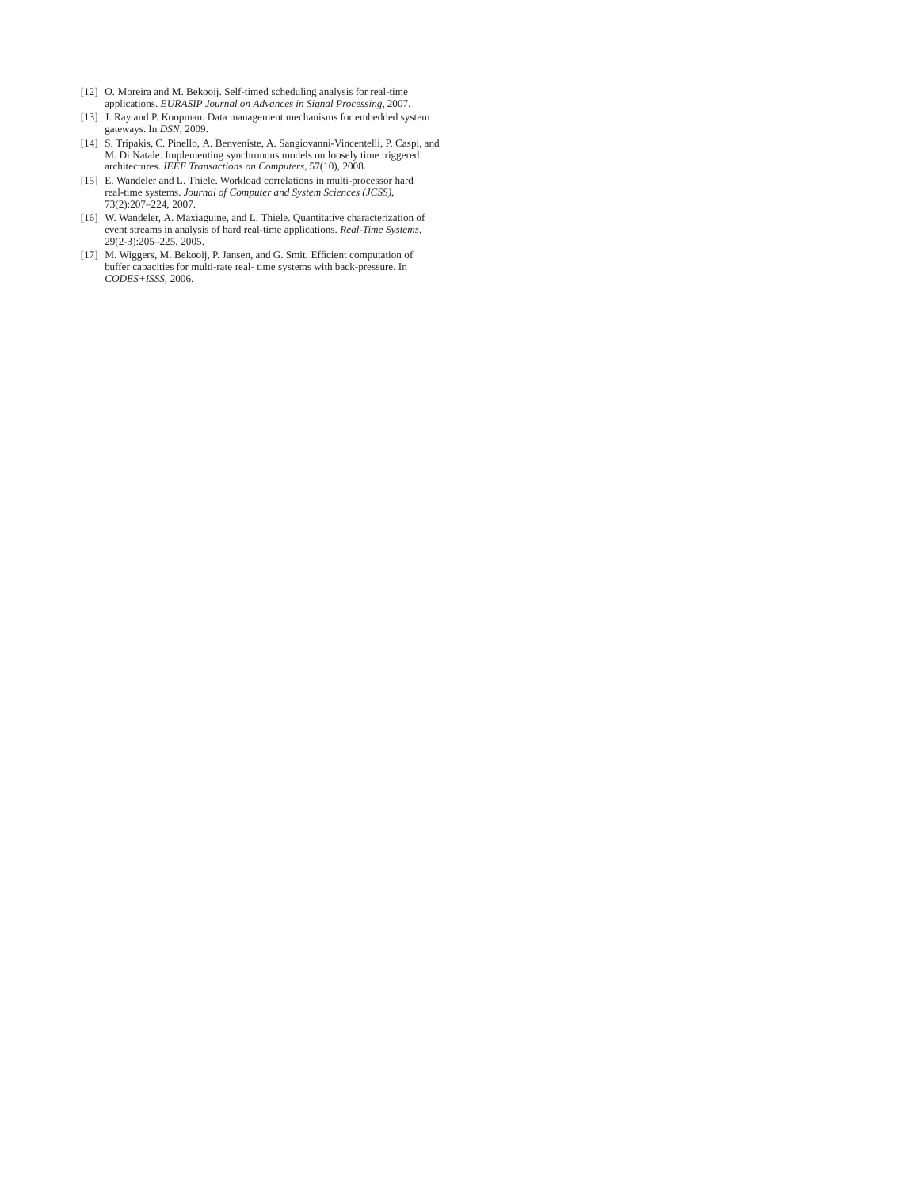[12] O. Moreira and M. Bekooij. Self-timed scheduling analysis for real-time applications. *EURASIP Journal on Advances in Signal Processing*, 2007.

[13] J. Ray and P. Koopman. Data management mechanisms for embedded system gateways. In *DSN*, 2009.

[14] S. Tripakis, C. Pinello, A. Benveniste, A. Sangiovanni-Vincentelli, P. Caspi, and M. Di Natale. Implementing synchronous models on loosely time triggered architectures. *IEEE Transactions on Computers*, 57(10), 2008.

[15] E. Wandeler and L. Thiele. Workload correlations in multi-processor hard real-time systems. *Journal of Computer and System Sciences (JCSS)*, 73(2):207–224, 2007.

[16] W. Wandeler, A. Maxiaguine, and L. Thiele. Quantitative characterization of event streams in analysis of hard real-time applications. *Real-Time Systems*, 29(2-3):205–225, 2005.

[17] M. Wiggers, M. Bekooij, P. Jansen, and G. Smit. Efficient computation of buffer capacities for multi-rate real- time systems with back-pressure. In *CODES+ISSS*, 2006.